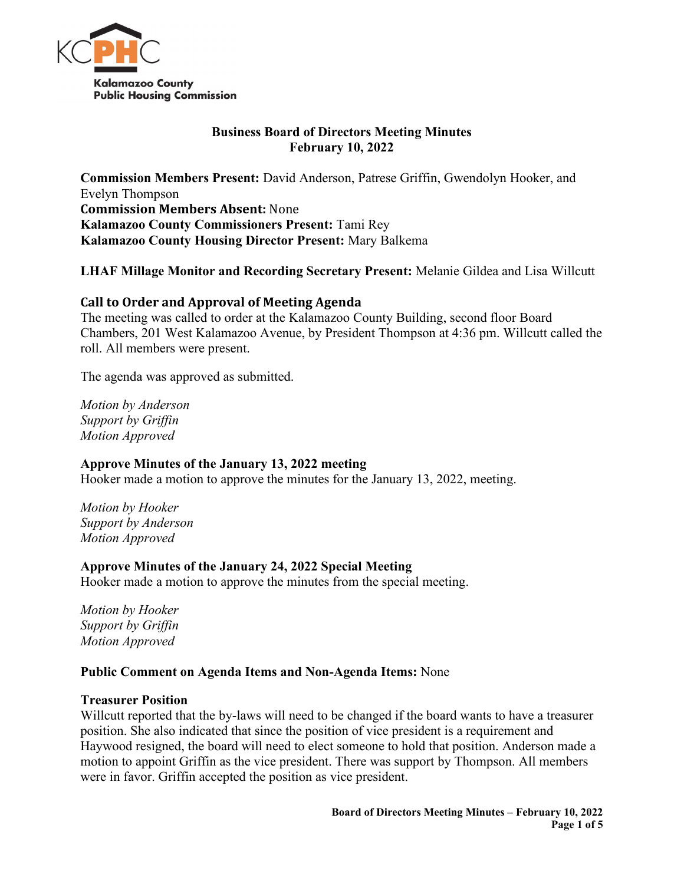**Kalamazoo County Public Housing Commission**

# Business Board of Directors Meeting Minutes
## February 10, 2022

**Commission Members Present:** David Anderson, Patrese Griffin, Gwendolyn Hooker, and Evelyn Thompson
**Commission Members Absent:** None
**Kalamazoo County Commissioners Present:** Tami Rey
**Kalamazoo County Housing Director Present:** Mary Balkema

**LHAF Millage Monitor and Recording Secretary Present:** Melanie Gildea and Lisa Willcutt

### Call to Order and Approval of Meeting Agenda

The meeting was called to order at the Kalamazoo County Building, second floor Board Chambers, 201 West Kalamazoo Avenue, by President Thompson at 4:36 pm. Willcutt called the roll. All members were present.

The agenda was approved as submitted.

*Motion by Anderson*
*Support by Griffin*
*Motion Approved*

### Approve Minutes of the January 13, 2022 meeting

Hooker made a motion to approve the minutes for the January 13, 2022, meeting.

*Motion by Hooker*
*Support by Anderson*
*Motion Approved*

### Approve Minutes of the January 24, 2022 Special Meeting

Hooker made a motion to approve the minutes from the special meeting.

*Motion by Hooker*
*Support by Griffin*
*Motion Approved*

**Public Comment on Agenda Items and Non-Agenda Items:** None

### Treasurer Position

Willcutt reported that the by-laws will need to be changed if the board wants to have a treasurer position. She also indicated that since the position of vice president is a requirement and Haywood resigned, the board will need to elect someone to hold that position. Anderson made a motion to appoint Griffin as the vice president. There was support by Thompson. All members were in favor. Griffin accepted the position as vice president.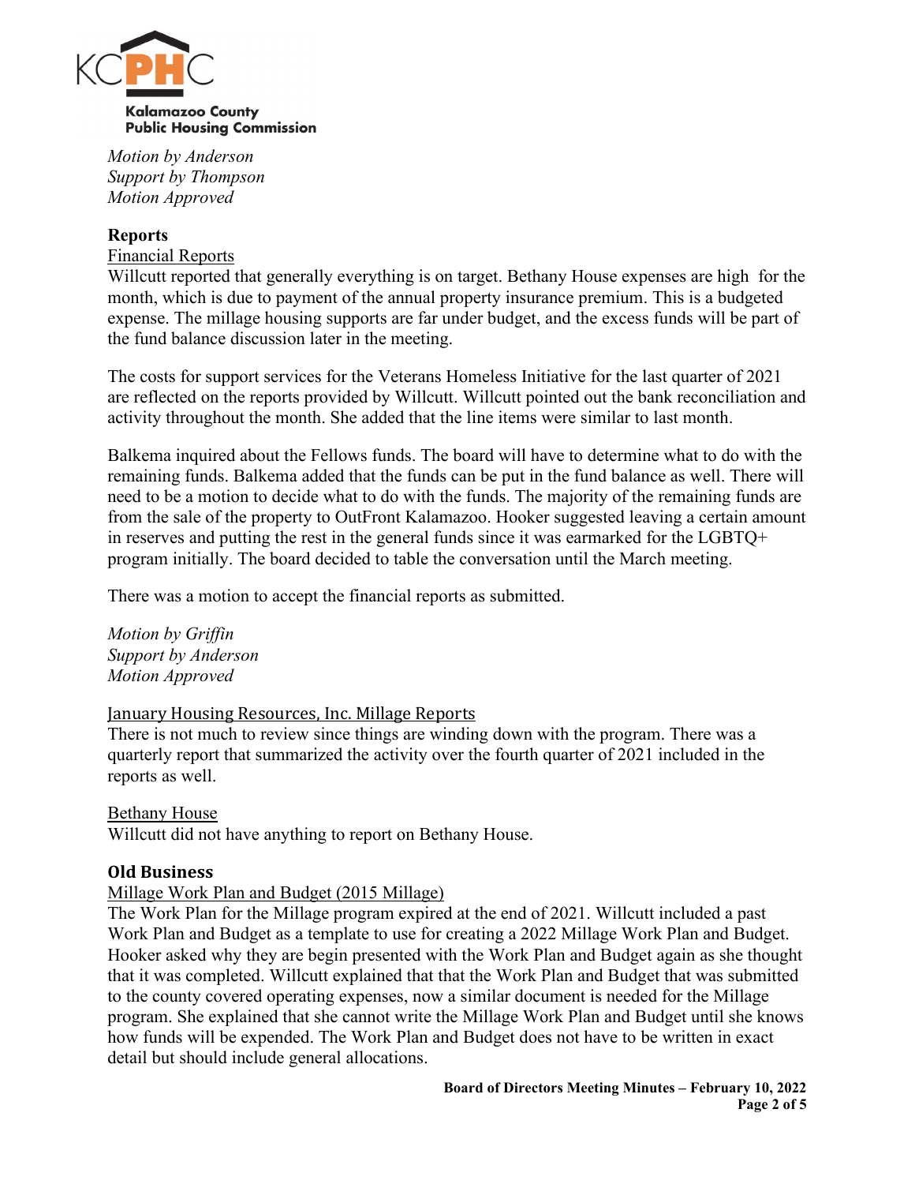*Motion by Anderson*
*Support by Thompson*
*Motion Approved*

## Reports

Financial Reports

Willcutt reported that generally everything is on target. Bethany House expenses are high for the month, which is due to payment of the annual property insurance premium. This is a budgeted expense. The millage housing supports are far under budget, and the excess funds will be part of the fund balance discussion later in the meeting.

The costs for support services for the Veterans Homeless Initiative for the last quarter of 2021 are reflected on the reports provided by Willcutt. Willcutt pointed out the bank reconciliation and activity throughout the month. She added that the line items were similar to last month.

Balkema inquired about the Fellows funds. The board will have to determine what to do with the remaining funds. Balkema added that the funds can be put in the fund balance as well. There will need to be a motion to decide what to do with the funds. The majority of the remaining funds are from the sale of the property to OutFront Kalamazoo. Hooker suggested leaving a certain amount in reserves and putting the rest in the general funds since it was earmarked for the LGBTQ+ program initially. The board decided to table the conversation until the March meeting.

There was a motion to accept the financial reports as submitted.

*Motion by Griffin*
*Support by Anderson*
*Motion Approved*

January Housing Resources, Inc. Millage Reports

There is not much to review since things are winding down with the program. There was a quarterly report that summarized the activity over the fourth quarter of 2021 included in the reports as well.

Bethany House

Willcutt did not have anything to report on Bethany House.

## Old Business

Millage Work Plan and Budget (2015 Millage)

The Work Plan for the Millage program expired at the end of 2021. Willcutt included a past Work Plan and Budget as a template to use for creating a 2022 Millage Work Plan and Budget. Hooker asked why they are begin presented with the Work Plan and Budget again as she thought that it was completed. Willcutt explained that that the Work Plan and Budget that was submitted to the county covered operating expenses, now a similar document is needed for the Millage program. She explained that she cannot write the Millage Work Plan and Budget until she knows how funds will be expended. The Work Plan and Budget does not have to be written in exact detail but should include general allocations.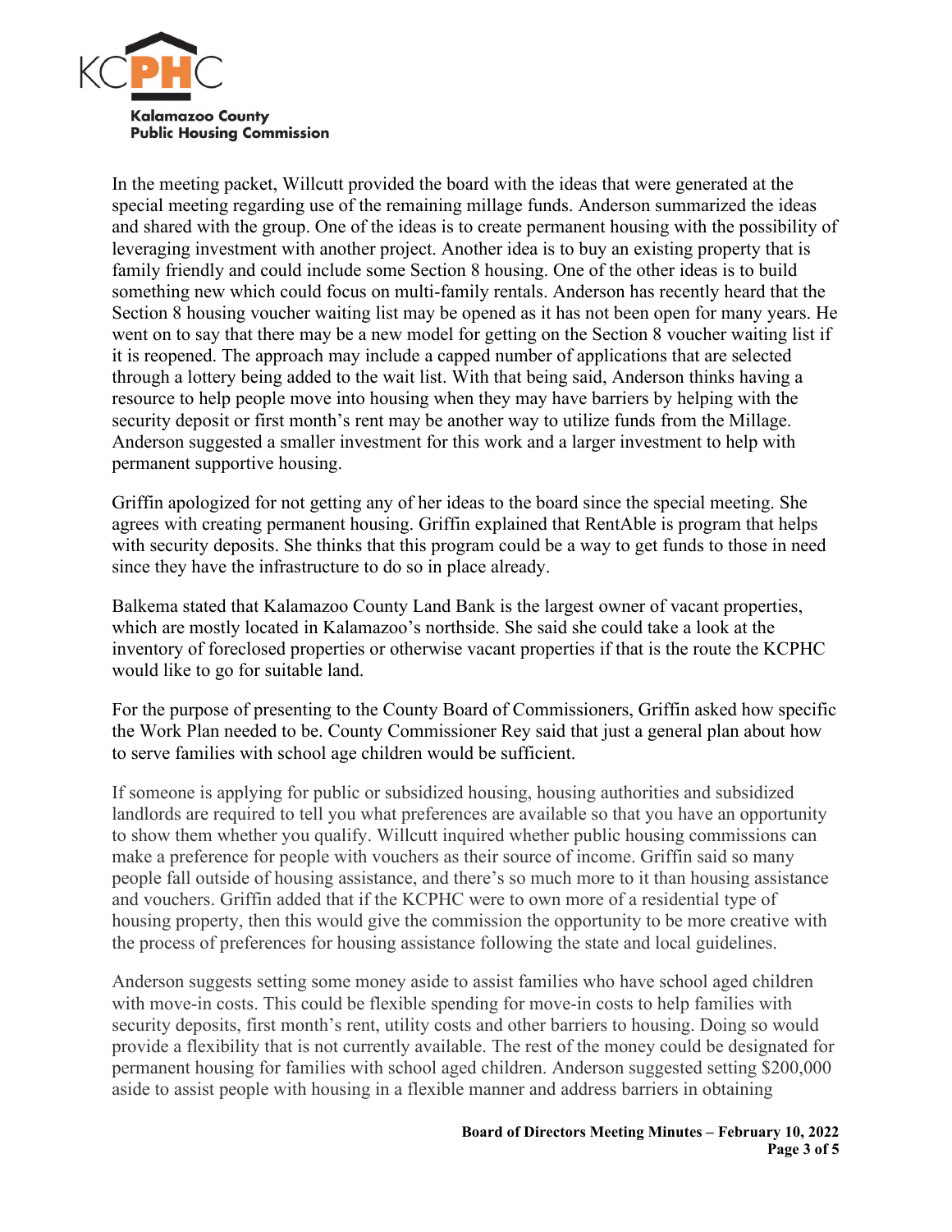In the meeting packet, Willcutt provided the board with the ideas that were generated at the special meeting regarding use of the remaining millage funds. Anderson summarized the ideas and shared with the group. One of the ideas is to create permanent housing with the possibility of leveraging investment with another project. Another idea is to buy an existing property that is family friendly and could include some Section 8 housing. One of the other ideas is to build something new which could focus on multi-family rentals. Anderson has recently heard that the Section 8 housing voucher waiting list may be opened as it has not been open for many years. He went on to say that there may be a new model for getting on the Section 8 voucher waiting list if it is reopened. The approach may include a capped number of applications that are selected through a lottery being added to the wait list. With that being said, Anderson thinks having a resource to help people move into housing when they may have barriers by helping with the security deposit or first month's rent may be another way to utilize funds from the Millage. Anderson suggested a smaller investment for this work and a larger investment to help with permanent supportive housing.

Griffin apologized for not getting any of her ideas to the board since the special meeting. She agrees with creating permanent housing. Griffin explained that RentAble is program that helps with security deposits. She thinks that this program could be a way to get funds to those in need since they have the infrastructure to do so in place already.

Balkema stated that Kalamazoo County Land Bank is the largest owner of vacant properties, which are mostly located in Kalamazoo's northside. She said she could take a look at the inventory of foreclosed properties or otherwise vacant properties if that is the route the KCPHC would like to go for suitable land.

For the purpose of presenting to the County Board of Commissioners, Griffin asked how specific the Work Plan needed to be. County Commissioner Rey said that just a general plan about how to serve families with school age children would be sufficient.

If someone is applying for public or subsidized housing, housing authorities and subsidized landlords are required to tell you what preferences are available so that you have an opportunity to show them whether you qualify. Willcutt inquired whether public housing commissions can make a preference for people with vouchers as their source of income. Griffin said so many people fall outside of housing assistance, and there's so much more to it than housing assistance and vouchers. Griffin added that if the KCPHC were to own more of a residential type of housing property, then this would give the commission the opportunity to be more creative with the process of preferences for housing assistance following the state and local guidelines.

Anderson suggests setting some money aside to assist families who have school aged children with move-in costs. This could be flexible spending for move-in costs to help families with security deposits, first month's rent, utility costs and other barriers to housing. Doing so would provide a flexibility that is not currently available. The rest of the money could be designated for permanent housing for families with school aged children. Anderson suggested setting $200,000 aside to assist people with housing in a flexible manner and address barriers in obtaining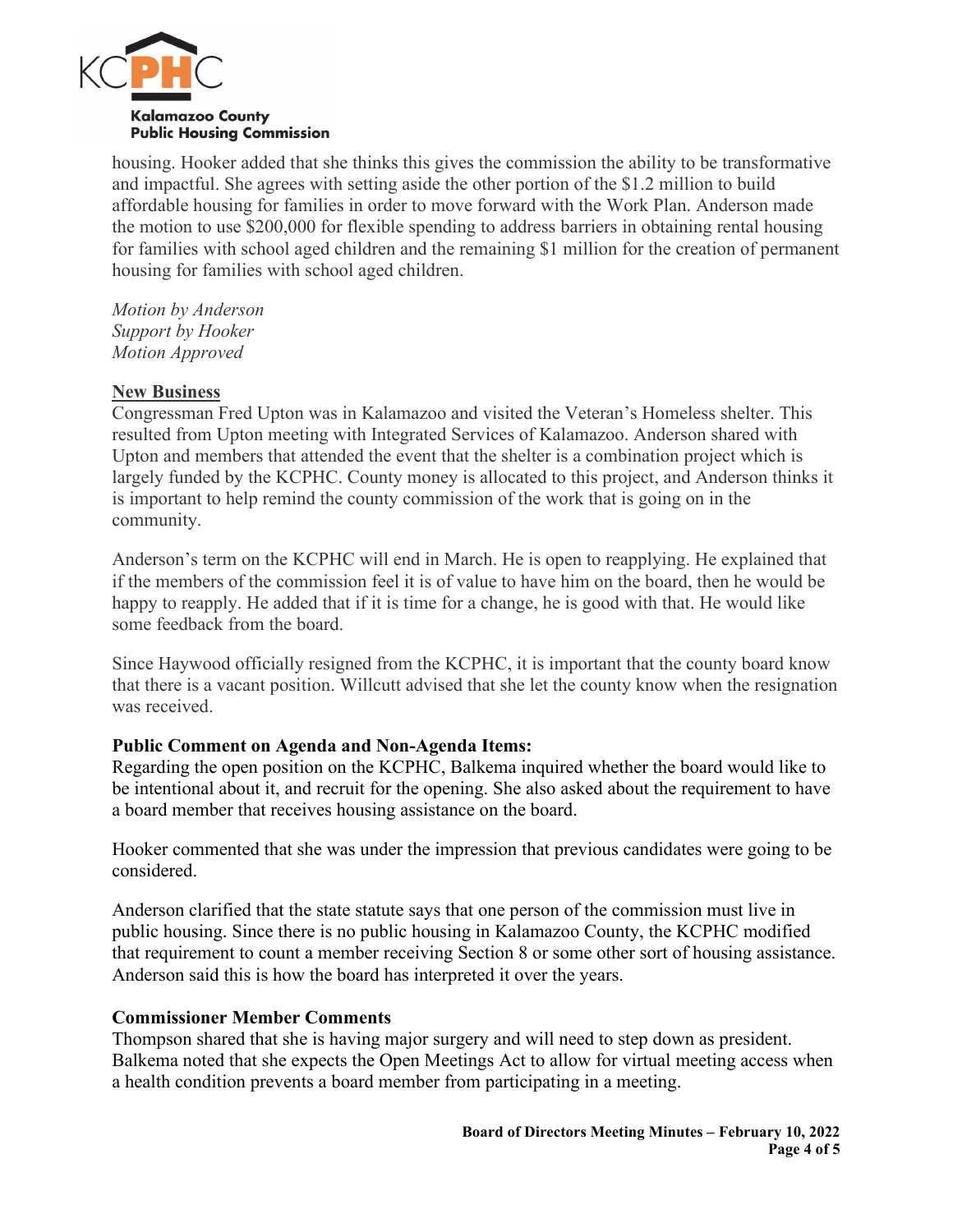housing. Hooker added that she thinks this gives the commission the ability to be transformative and impactful. She agrees with setting aside the other portion of the $1.2 million to build affordable housing for families in order to move forward with the Work Plan. Anderson made the motion to use $200,000 for flexible spending to address barriers in obtaining rental housing for families with school aged children and the remaining $1 million for the creation of permanent housing for families with school aged children.

*Motion by Anderson*
*Support by Hooker*
*Motion Approved*

**New Business**

Congressman Fred Upton was in Kalamazoo and visited the Veteran's Homeless shelter. This resulted from Upton meeting with Integrated Services of Kalamazoo. Anderson shared with Upton and members that attended the event that the shelter is a combination project which is largely funded by the KCPHC. County money is allocated to this project, and Anderson thinks it is important to help remind the county commission of the work that is going on in the community.

Anderson's term on the KCPHC will end in March. He is open to reapplying. He explained that if the members of the commission feel it is of value to have him on the board, then he would be happy to reapply. He added that if it is time for a change, he is good with that. He would like some feedback from the board.

Since Haywood officially resigned from the KCPHC, it is important that the county board know that there is a vacant position. Willcutt advised that she let the county know when the resignation was received.

**Public Comment on Agenda and Non-Agenda Items:**

Regarding the open position on the KCPHC, Balkema inquired whether the board would like to be intentional about it, and recruit for the opening. She also asked about the requirement to have a board member that receives housing assistance on the board.

Hooker commented that she was under the impression that previous candidates were going to be considered.

Anderson clarified that the state statute says that one person of the commission must live in public housing. Since there is no public housing in Kalamazoo County, the KCPHC modified that requirement to count a member receiving Section 8 or some other sort of housing assistance. Anderson said this is how the board has interpreted it over the years.

**Commissioner Member Comments**

Thompson shared that she is having major surgery and will need to step down as president. Balkema noted that she expects the Open Meetings Act to allow for virtual meeting access when a health condition prevents a board member from participating in a meeting.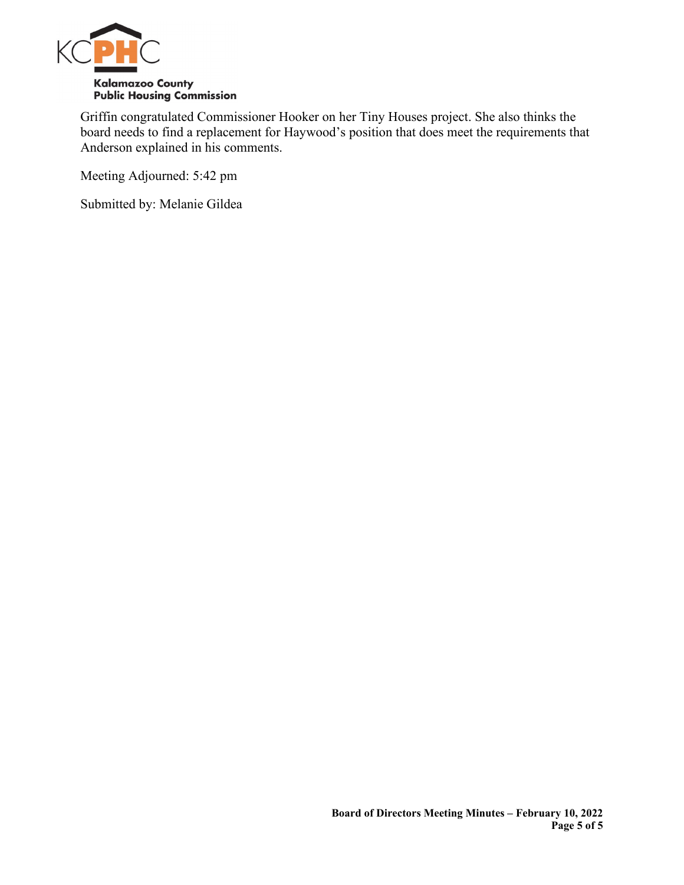Griffin congratulated Commissioner Hooker on her Tiny Houses project. She also thinks the board needs to find a replacement for Haywood's position that does meet the requirements that Anderson explained in his comments.

Meeting Adjourned: 5:42 pm

Submitted by: Melanie Gildea